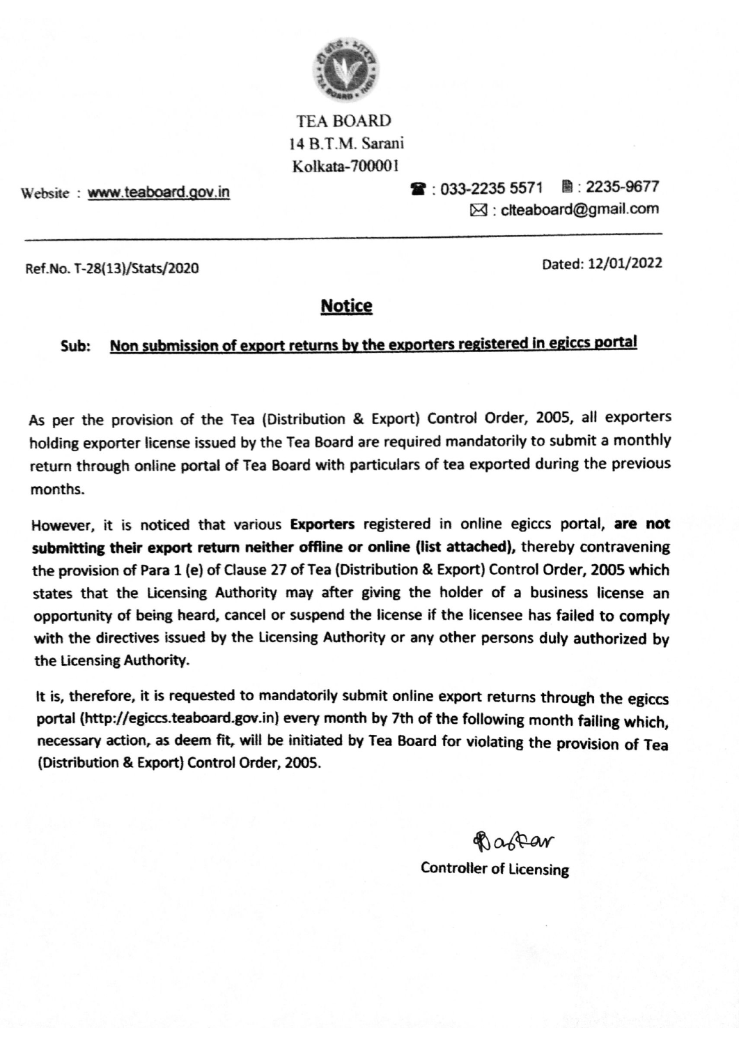TEA BOARD
14 B.T.M. Sarani
Kolkata-700001

Website : www.teaboard.gov.in

☎ : 033-2235 5571 🖷 : 2235-9677
✉ : clteaboard@gmail.com

Ref.No. T-28(13)/Stats/2020

Dated: 12/01/2022

## Notice

**Sub: Non submission of export returns by the exporters registered in egiccs portal**

As per the provision of the Tea (Distribution & Export) Control Order, 2005, all exporters holding exporter license issued by the Tea Board are required mandatorily to submit a monthly return through online portal of Tea Board with particulars of tea exported during the previous months.

However, it is noticed that various **Exporters** registered in online egiccs portal, **are not submitting their export return neither offline or online (list attached)**, thereby contravening the provision of Para 1 (e) of Clause 27 of Tea (Distribution & Export) Control Order, 2005 which states that the Licensing Authority may after giving the holder of a business license an opportunity of being heard, cancel or suspend the license if the licensee has failed to comply with the directives issued by the Licensing Authority or any other persons duly authorized by the Licensing Authority.

It is, therefore, it is requested to mandatorily submit online export returns through the egiccs portal (http://egiccs.teaboard.gov.in) every month by 7th of the following month failing which, necessary action, as deem fit, will be initiated by Tea Board for violating the provision of Tea (Distribution & Export) Control Order, 2005.

Controller of Licensing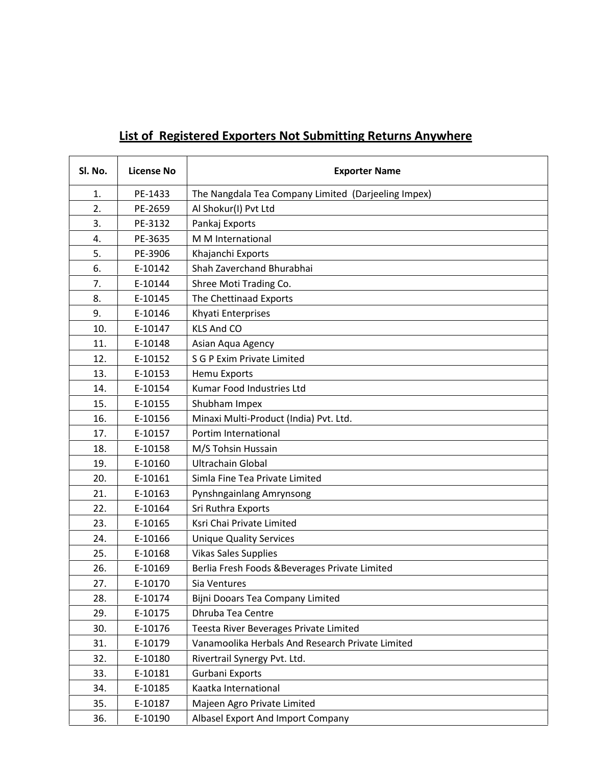# List of Registered Exporters Not Submitting Returns Anywhere

| Sl. No. | License No | Exporter Name |
|---|---|---|
| 1. | PE-1433 | The Nangdala Tea Company Limited (Darjeeling Impex) |
| 2. | PE-2659 | Al Shokur(I) Pvt Ltd |
| 3. | PE-3132 | Pankaj Exports |
| 4. | PE-3635 | M M International |
| 5. | PE-3906 | Khajanchi Exports |
| 6. | E-10142 | Shah Zaverchand Bhurabhai |
| 7. | E-10144 | Shree Moti Trading Co. |
| 8. | E-10145 | The Chettinaad Exports |
| 9. | E-10146 | Khyati Enterprises |
| 10. | E-10147 | KLS And CO |
| 11. | E-10148 | Asian Aqua Agency |
| 12. | E-10152 | S G P Exim Private Limited |
| 13. | E-10153 | Hemu Exports |
| 14. | E-10154 | Kumar Food Industries Ltd |
| 15. | E-10155 | Shubham Impex |
| 16. | E-10156 | Minaxi Multi-Product (India) Pvt. Ltd. |
| 17. | E-10157 | Portim International |
| 18. | E-10158 | M/S Tohsin Hussain |
| 19. | E-10160 | Ultrachain Global |
| 20. | E-10161 | Simla Fine Tea Private Limited |
| 21. | E-10163 | Pynshngainlang Amrynsong |
| 22. | E-10164 | Sri Ruthra Exports |
| 23. | E-10165 | Ksri Chai Private Limited |
| 24. | E-10166 | Unique Quality Services |
| 25. | E-10168 | Vikas Sales Supplies |
| 26. | E-10169 | Berlia Fresh Foods &Beverages Private Limited |
| 27. | E-10170 | Sia Ventures |
| 28. | E-10174 | Bijni Dooars Tea Company Limited |
| 29. | E-10175 | Dhruba Tea Centre |
| 30. | E-10176 | Teesta River Beverages Private Limited |
| 31. | E-10179 | Vanamoolika Herbals And Research Private Limited |
| 32. | E-10180 | Rivertrail Synergy Pvt. Ltd. |
| 33. | E-10181 | Gurbani Exports |
| 34. | E-10185 | Kaatka International |
| 35. | E-10187 | Majeen Agro Private Limited |
| 36. | E-10190 | Albasel Export And Import Company |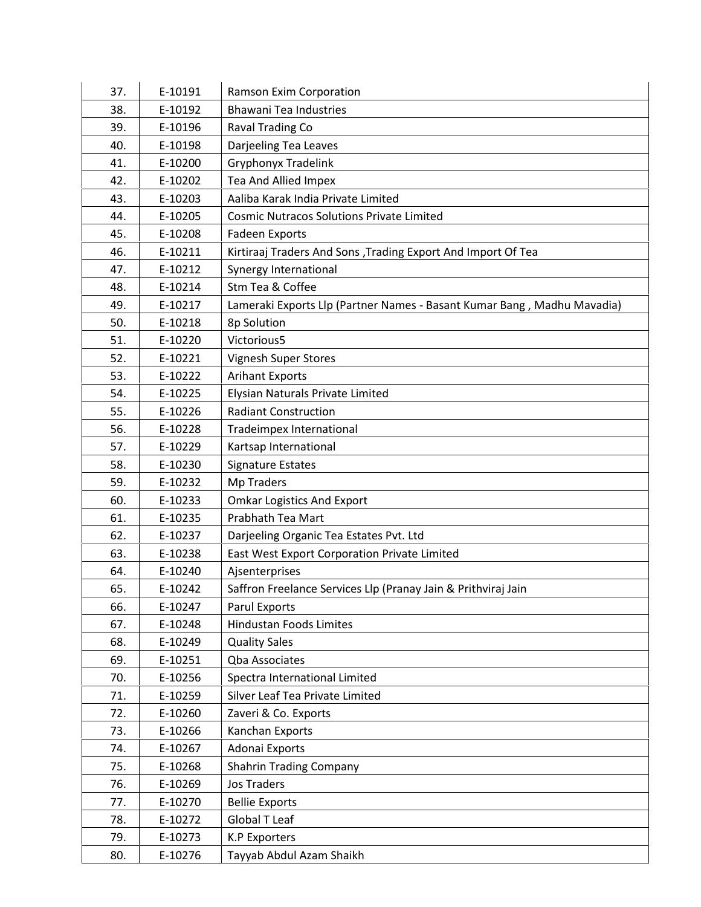| | | |
|---|---|---|
| 37. | E-10191 | Ramson Exim Corporation |
| 38. | E-10192 | Bhawani Tea Industries |
| 39. | E-10196 | Raval Trading Co |
| 40. | E-10198 | Darjeeling Tea Leaves |
| 41. | E-10200 | Gryphonyx Tradelink |
| 42. | E-10202 | Tea And Allied Impex |
| 43. | E-10203 | Aaliba Karak India Private Limited |
| 44. | E-10205 | Cosmic Nutracos Solutions Private Limited |
| 45. | E-10208 | Fadeen Exports |
| 46. | E-10211 | Kirtiraaj Traders And Sons ,Trading Export And Import Of Tea |
| 47. | E-10212 | Synergy International |
| 48. | E-10214 | Stm Tea & Coffee |
| 49. | E-10217 | Lameraki Exports Llp (Partner Names - Basant Kumar Bang , Madhu Mavadia) |
| 50. | E-10218 | 8p Solution |
| 51. | E-10220 | Victorious5 |
| 52. | E-10221 | Vignesh Super Stores |
| 53. | E-10222 | Arihant Exports |
| 54. | E-10225 | Elysian Naturals Private Limited |
| 55. | E-10226 | Radiant Construction |
| 56. | E-10228 | Tradeimpex International |
| 57. | E-10229 | Kartsap International |
| 58. | E-10230 | Signature Estates |
| 59. | E-10232 | Mp Traders |
| 60. | E-10233 | Omkar Logistics And Export |
| 61. | E-10235 | Prabhath Tea Mart |
| 62. | E-10237 | Darjeeling Organic Tea Estates Pvt. Ltd |
| 63. | E-10238 | East West Export Corporation Private Limited |
| 64. | E-10240 | Ajsenterprises |
| 65. | E-10242 | Saffron Freelance Services Llp (Pranay Jain & Prithviraj Jain |
| 66. | E-10247 | Parul Exports |
| 67. | E-10248 | Hindustan Foods Limites |
| 68. | E-10249 | Quality Sales |
| 69. | E-10251 | Qba Associates |
| 70. | E-10256 | Spectra International Limited |
| 71. | E-10259 | Silver Leaf Tea Private Limited |
| 72. | E-10260 | Zaveri & Co. Exports |
| 73. | E-10266 | Kanchan Exports |
| 74. | E-10267 | Adonai Exports |
| 75. | E-10268 | Shahrin Trading Company |
| 76. | E-10269 | Jos Traders |
| 77. | E-10270 | Bellie Exports |
| 78. | E-10272 | Global T Leaf |
| 79. | E-10273 | K.P Exporters |
| 80. | E-10276 | Tayyab Abdul Azam Shaikh |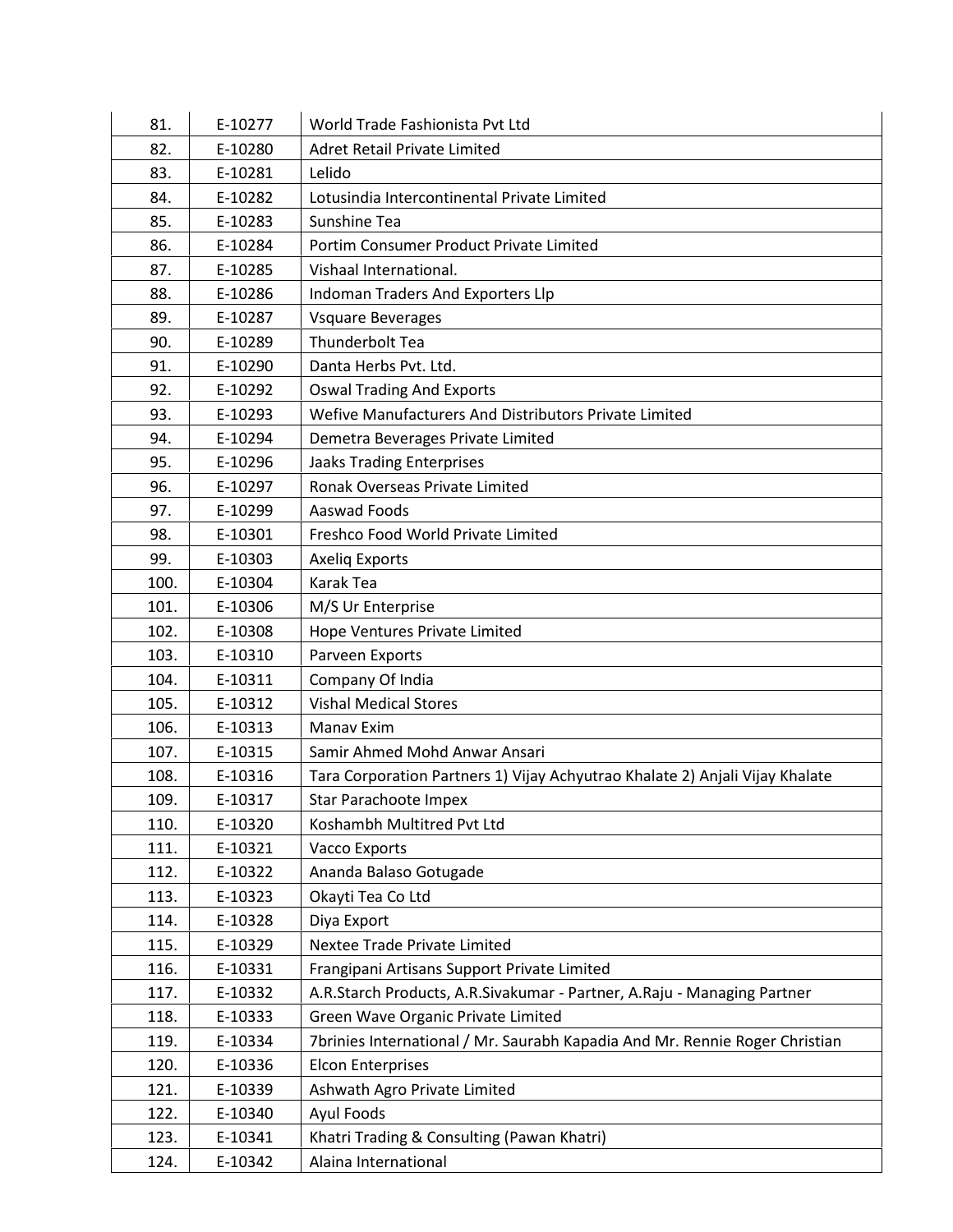| | | |
|---|---|---|
| 81. | E-10277 | World Trade Fashionista Pvt Ltd |
| 82. | E-10280 | Adret Retail Private Limited |
| 83. | E-10281 | Lelido |
| 84. | E-10282 | Lotusindia Intercontinental Private Limited |
| 85. | E-10283 | Sunshine Tea |
| 86. | E-10284 | Portim Consumer Product Private Limited |
| 87. | E-10285 | Vishaal International. |
| 88. | E-10286 | Indoman Traders And Exporters Llp |
| 89. | E-10287 | Vsquare Beverages |
| 90. | E-10289 | Thunderbolt Tea |
| 91. | E-10290 | Danta Herbs Pvt. Ltd. |
| 92. | E-10292 | Oswal Trading And Exports |
| 93. | E-10293 | Wefive Manufacturers And Distributors Private Limited |
| 94. | E-10294 | Demetra Beverages Private Limited |
| 95. | E-10296 | Jaaks Trading Enterprises |
| 96. | E-10297 | Ronak Overseas Private Limited |
| 97. | E-10299 | Aaswad Foods |
| 98. | E-10301 | Freshco Food World Private Limited |
| 99. | E-10303 | Axeliq Exports |
| 100. | E-10304 | Karak Tea |
| 101. | E-10306 | M/S Ur Enterprise |
| 102. | E-10308 | Hope Ventures Private Limited |
| 103. | E-10310 | Parveen Exports |
| 104. | E-10311 | Company Of India |
| 105. | E-10312 | Vishal Medical Stores |
| 106. | E-10313 | Manav Exim |
| 107. | E-10315 | Samir Ahmed Mohd Anwar Ansari |
| 108. | E-10316 | Tara Corporation Partners 1) Vijay Achyutrao Khalate 2) Anjali Vijay Khalate |
| 109. | E-10317 | Star Parachoote Impex |
| 110. | E-10320 | Koshambh Multitred Pvt Ltd |
| 111. | E-10321 | Vacco Exports |
| 112. | E-10322 | Ananda Balaso Gotugade |
| 113. | E-10323 | Okayti Tea Co Ltd |
| 114. | E-10328 | Diya Export |
| 115. | E-10329 | Nextee Trade Private Limited |
| 116. | E-10331 | Frangipani Artisans Support Private Limited |
| 117. | E-10332 | A.R.Starch Products, A.R.Sivakumar - Partner, A.Raju - Managing Partner |
| 118. | E-10333 | Green Wave Organic Private Limited |
| 119. | E-10334 | 7brinies International / Mr. Saurabh Kapadia And Mr. Rennie Roger Christian |
| 120. | E-10336 | Elcon Enterprises |
| 121. | E-10339 | Ashwath Agro Private Limited |
| 122. | E-10340 | Ayul Foods |
| 123. | E-10341 | Khatri Trading & Consulting (Pawan Khatri) |
| 124. | E-10342 | Alaina International |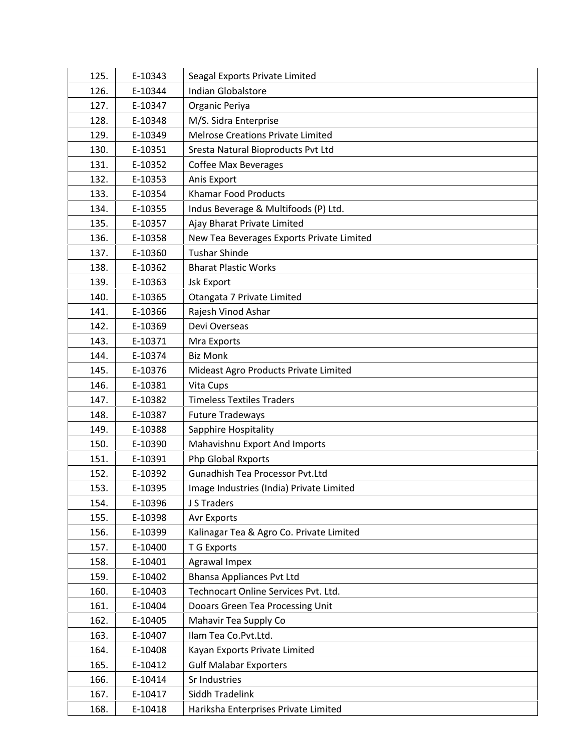| | | |
|---|---|---|
| 125. | E-10343 | Seagal Exports Private Limited |
| 126. | E-10344 | Indian Globalstore |
| 127. | E-10347 | Organic Periya |
| 128. | E-10348 | M/S. Sidra Enterprise |
| 129. | E-10349 | Melrose Creations Private Limited |
| 130. | E-10351 | Sresta Natural Bioproducts Pvt Ltd |
| 131. | E-10352 | Coffee Max Beverages |
| 132. | E-10353 | Anis Export |
| 133. | E-10354 | Khamar Food Products |
| 134. | E-10355 | Indus Beverage & Multifoods (P) Ltd. |
| 135. | E-10357 | Ajay Bharat Private Limited |
| 136. | E-10358 | New Tea Beverages Exports Private Limited |
| 137. | E-10360 | Tushar Shinde |
| 138. | E-10362 | Bharat Plastic Works |
| 139. | E-10363 | Jsk Export |
| 140. | E-10365 | Otangata 7 Private Limited |
| 141. | E-10366 | Rajesh Vinod Ashar |
| 142. | E-10369 | Devi Overseas |
| 143. | E-10371 | Mra Exports |
| 144. | E-10374 | Biz Monk |
| 145. | E-10376 | Mideast Agro Products Private Limited |
| 146. | E-10381 | Vita Cups |
| 147. | E-10382 | Timeless Textiles Traders |
| 148. | E-10387 | Future Tradeways |
| 149. | E-10388 | Sapphire Hospitality |
| 150. | E-10390 | Mahavishnu Export And Imports |
| 151. | E-10391 | Php Global Rxports |
| 152. | E-10392 | Gunadhish Tea Processor Pvt.Ltd |
| 153. | E-10395 | Image Industries (India) Private Limited |
| 154. | E-10396 | J S Traders |
| 155. | E-10398 | Avr Exports |
| 156. | E-10399 | Kalinagar Tea & Agro Co. Private Limited |
| 157. | E-10400 | T G Exports |
| 158. | E-10401 | Agrawal Impex |
| 159. | E-10402 | Bhansa Appliances Pvt Ltd |
| 160. | E-10403 | Technocart Online Services Pvt. Ltd. |
| 161. | E-10404 | Dooars Green Tea Processing Unit |
| 162. | E-10405 | Mahavir Tea Supply Co |
| 163. | E-10407 | Ilam Tea Co.Pvt.Ltd. |
| 164. | E-10408 | Kayan Exports Private Limited |
| 165. | E-10412 | Gulf Malabar Exporters |
| 166. | E-10414 | Sr Industries |
| 167. | E-10417 | Siddh Tradelink |
| 168. | E-10418 | Hariksha Enterprises Private Limited |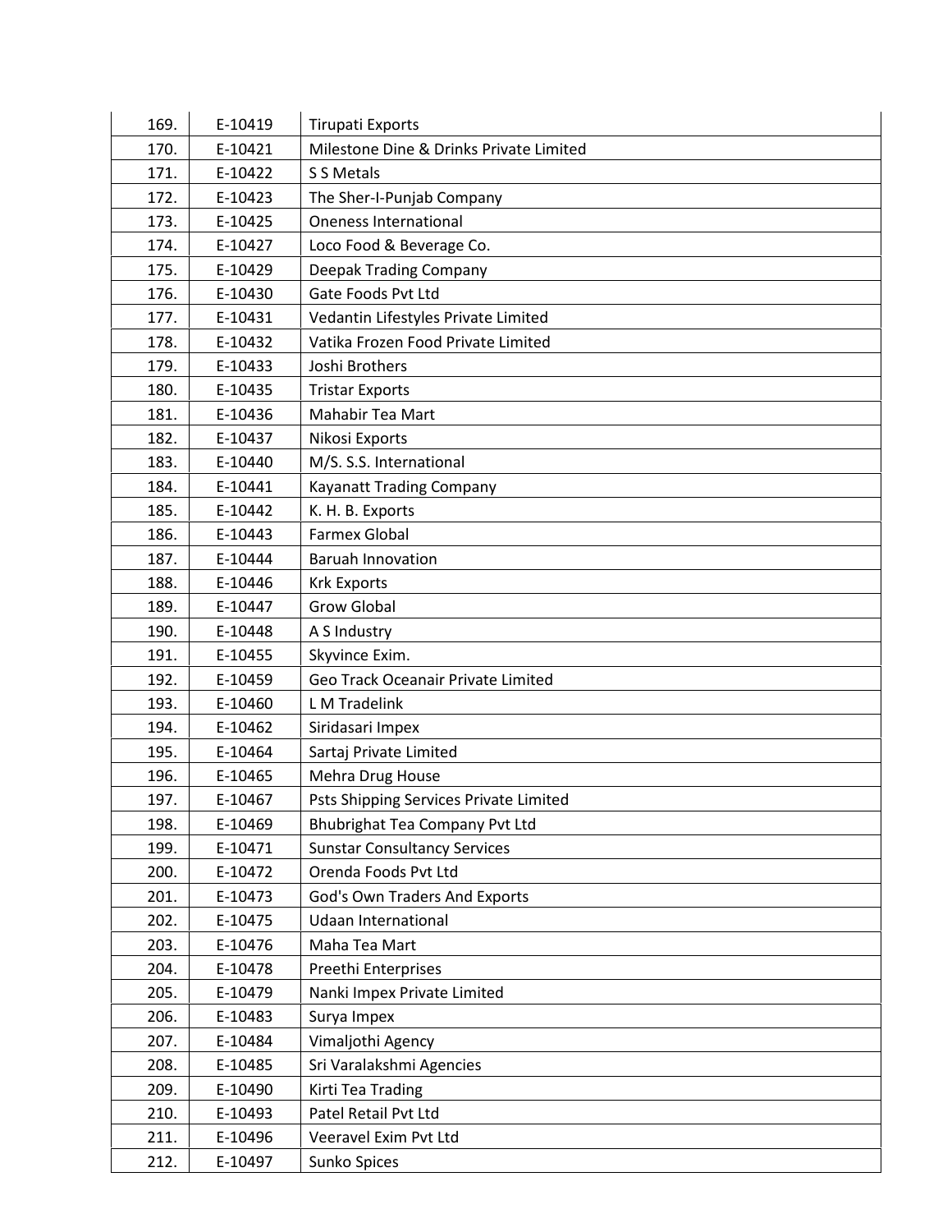| | | |
|---|---|---|
| 169. | E-10419 | Tirupati Exports |
| 170. | E-10421 | Milestone Dine & Drinks Private Limited |
| 171. | E-10422 | S S Metals |
| 172. | E-10423 | The Sher-I-Punjab Company |
| 173. | E-10425 | Oneness International |
| 174. | E-10427 | Loco Food & Beverage Co. |
| 175. | E-10429 | Deepak Trading Company |
| 176. | E-10430 | Gate Foods Pvt Ltd |
| 177. | E-10431 | Vedantin Lifestyles Private Limited |
| 178. | E-10432 | Vatika Frozen Food Private Limited |
| 179. | E-10433 | Joshi Brothers |
| 180. | E-10435 | Tristar Exports |
| 181. | E-10436 | Mahabir Tea Mart |
| 182. | E-10437 | Nikosi Exports |
| 183. | E-10440 | M/S. S.S. International |
| 184. | E-10441 | Kayanatt Trading Company |
| 185. | E-10442 | K. H. B. Exports |
| 186. | E-10443 | Farmex Global |
| 187. | E-10444 | Baruah Innovation |
| 188. | E-10446 | Krk Exports |
| 189. | E-10447 | Grow Global |
| 190. | E-10448 | A S Industry |
| 191. | E-10455 | Skyvince Exim. |
| 192. | E-10459 | Geo Track Oceanair Private Limited |
| 193. | E-10460 | L M Tradelink |
| 194. | E-10462 | Siridasari Impex |
| 195. | E-10464 | Sartaj Private Limited |
| 196. | E-10465 | Mehra Drug House |
| 197. | E-10467 | Psts Shipping Services Private Limited |
| 198. | E-10469 | Bhubrighat Tea Company Pvt Ltd |
| 199. | E-10471 | Sunstar Consultancy Services |
| 200. | E-10472 | Orenda Foods Pvt Ltd |
| 201. | E-10473 | God's Own Traders And Exports |
| 202. | E-10475 | Udaan International |
| 203. | E-10476 | Maha Tea Mart |
| 204. | E-10478 | Preethi Enterprises |
| 205. | E-10479 | Nanki Impex Private Limited |
| 206. | E-10483 | Surya Impex |
| 207. | E-10484 | Vimaljothi Agency |
| 208. | E-10485 | Sri Varalakshmi Agencies |
| 209. | E-10490 | Kirti Tea Trading |
| 210. | E-10493 | Patel Retail Pvt Ltd |
| 211. | E-10496 | Veeravel Exim Pvt Ltd |
| 212. | E-10497 | Sunko Spices |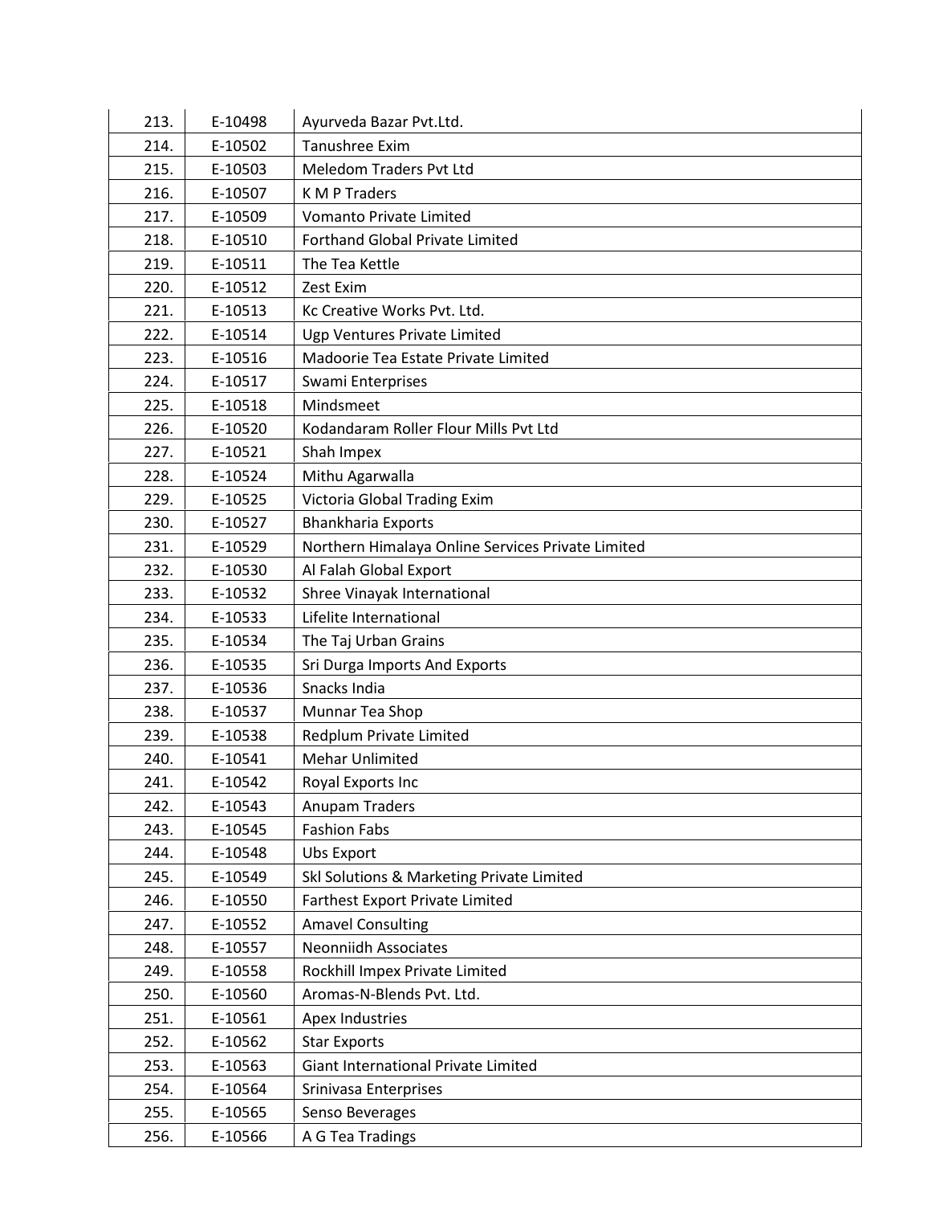| | | |
|---|---|---|
| 213. | E-10498 | Ayurveda Bazar Pvt.Ltd. |
| 214. | E-10502 | Tanushree Exim |
| 215. | E-10503 | Meledom Traders Pvt Ltd |
| 216. | E-10507 | K M P Traders |
| 217. | E-10509 | Vomanto Private Limited |
| 218. | E-10510 | Forthand Global Private Limited |
| 219. | E-10511 | The Tea Kettle |
| 220. | E-10512 | Zest Exim |
| 221. | E-10513 | Kc Creative Works Pvt. Ltd. |
| 222. | E-10514 | Ugp Ventures Private Limited |
| 223. | E-10516 | Madoorie Tea Estate Private Limited |
| 224. | E-10517 | Swami Enterprises |
| 225. | E-10518 | Mindsmeet |
| 226. | E-10520 | Kodandaram Roller Flour Mills Pvt Ltd |
| 227. | E-10521 | Shah Impex |
| 228. | E-10524 | Mithu Agarwalla |
| 229. | E-10525 | Victoria Global Trading Exim |
| 230. | E-10527 | Bhankharia Exports |
| 231. | E-10529 | Northern Himalaya Online Services Private Limited |
| 232. | E-10530 | Al Falah Global Export |
| 233. | E-10532 | Shree Vinayak International |
| 234. | E-10533 | Lifelite International |
| 235. | E-10534 | The Taj Urban Grains |
| 236. | E-10535 | Sri Durga Imports And Exports |
| 237. | E-10536 | Snacks India |
| 238. | E-10537 | Munnar Tea Shop |
| 239. | E-10538 | Redplum Private Limited |
| 240. | E-10541 | Mehar Unlimited |
| 241. | E-10542 | Royal Exports Inc |
| 242. | E-10543 | Anupam Traders |
| 243. | E-10545 | Fashion Fabs |
| 244. | E-10548 | Ubs Export |
| 245. | E-10549 | Skl Solutions & Marketing Private Limited |
| 246. | E-10550 | Farthest Export Private Limited |
| 247. | E-10552 | Amavel Consulting |
| 248. | E-10557 | Neonniidh Associates |
| 249. | E-10558 | Rockhill Impex Private Limited |
| 250. | E-10560 | Aromas-N-Blends Pvt. Ltd. |
| 251. | E-10561 | Apex Industries |
| 252. | E-10562 | Star Exports |
| 253. | E-10563 | Giant International Private Limited |
| 254. | E-10564 | Srinivasa Enterprises |
| 255. | E-10565 | Senso Beverages |
| 256. | E-10566 | A G Tea Tradings |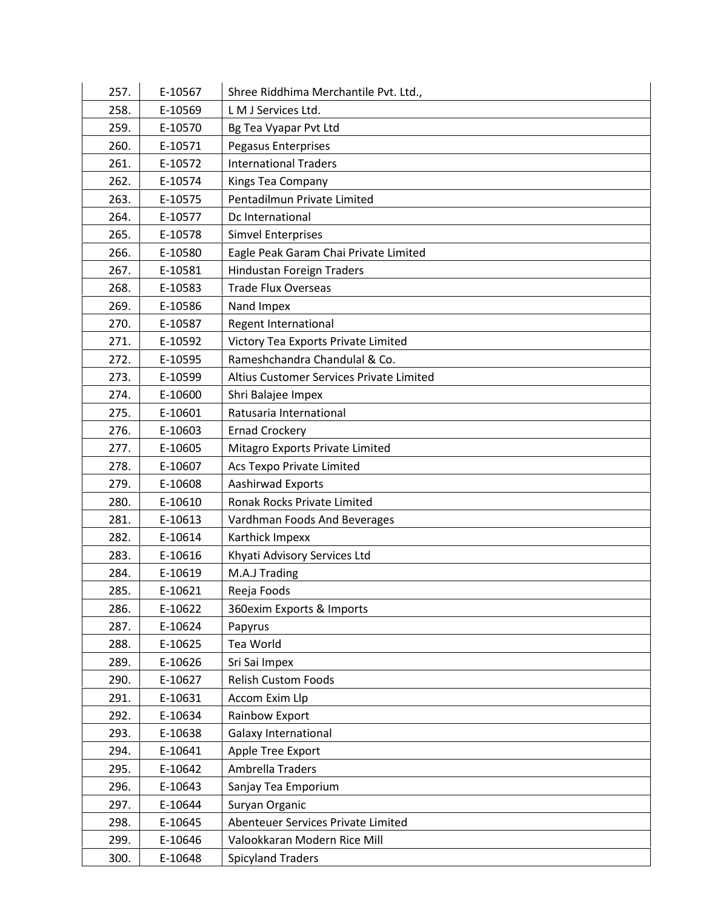| | | |
|---|---|---|
| 257. | E-10567 | Shree Riddhima Merchantile Pvt. Ltd., |
| 258. | E-10569 | L M J Services Ltd. |
| 259. | E-10570 | Bg Tea Vyapar Pvt Ltd |
| 260. | E-10571 | Pegasus Enterprises |
| 261. | E-10572 | International Traders |
| 262. | E-10574 | Kings Tea Company |
| 263. | E-10575 | Pentadilmun Private Limited |
| 264. | E-10577 | Dc International |
| 265. | E-10578 | Simvel Enterprises |
| 266. | E-10580 | Eagle Peak Garam Chai Private Limited |
| 267. | E-10581 | Hindustan Foreign Traders |
| 268. | E-10583 | Trade Flux Overseas |
| 269. | E-10586 | Nand Impex |
| 270. | E-10587 | Regent International |
| 271. | E-10592 | Victory Tea Exports Private Limited |
| 272. | E-10595 | Rameshchandra Chandulal & Co. |
| 273. | E-10599 | Altius Customer Services Private Limited |
| 274. | E-10600 | Shri Balajee Impex |
| 275. | E-10601 | Ratusaria International |
| 276. | E-10603 | Ernad Crockery |
| 277. | E-10605 | Mitagro Exports Private Limited |
| 278. | E-10607 | Acs Texpo Private Limited |
| 279. | E-10608 | Aashirwad Exports |
| 280. | E-10610 | Ronak Rocks Private Limited |
| 281. | E-10613 | Vardhman Foods And Beverages |
| 282. | E-10614 | Karthick Impexx |
| 283. | E-10616 | Khyati Advisory Services Ltd |
| 284. | E-10619 | M.A.J Trading |
| 285. | E-10621 | Reeja Foods |
| 286. | E-10622 | 360exim Exports & Imports |
| 287. | E-10624 | Papyrus |
| 288. | E-10625 | Tea World |
| 289. | E-10626 | Sri Sai Impex |
| 290. | E-10627 | Relish Custom Foods |
| 291. | E-10631 | Accom Exim Llp |
| 292. | E-10634 | Rainbow Export |
| 293. | E-10638 | Galaxy International |
| 294. | E-10641 | Apple Tree Export |
| 295. | E-10642 | Ambrella Traders |
| 296. | E-10643 | Sanjay Tea Emporium |
| 297. | E-10644 | Suryan Organic |
| 298. | E-10645 | Abenteuer Services Private Limited |
| 299. | E-10646 | Valookkaran Modern Rice Mill |
| 300. | E-10648 | Spicyland Traders |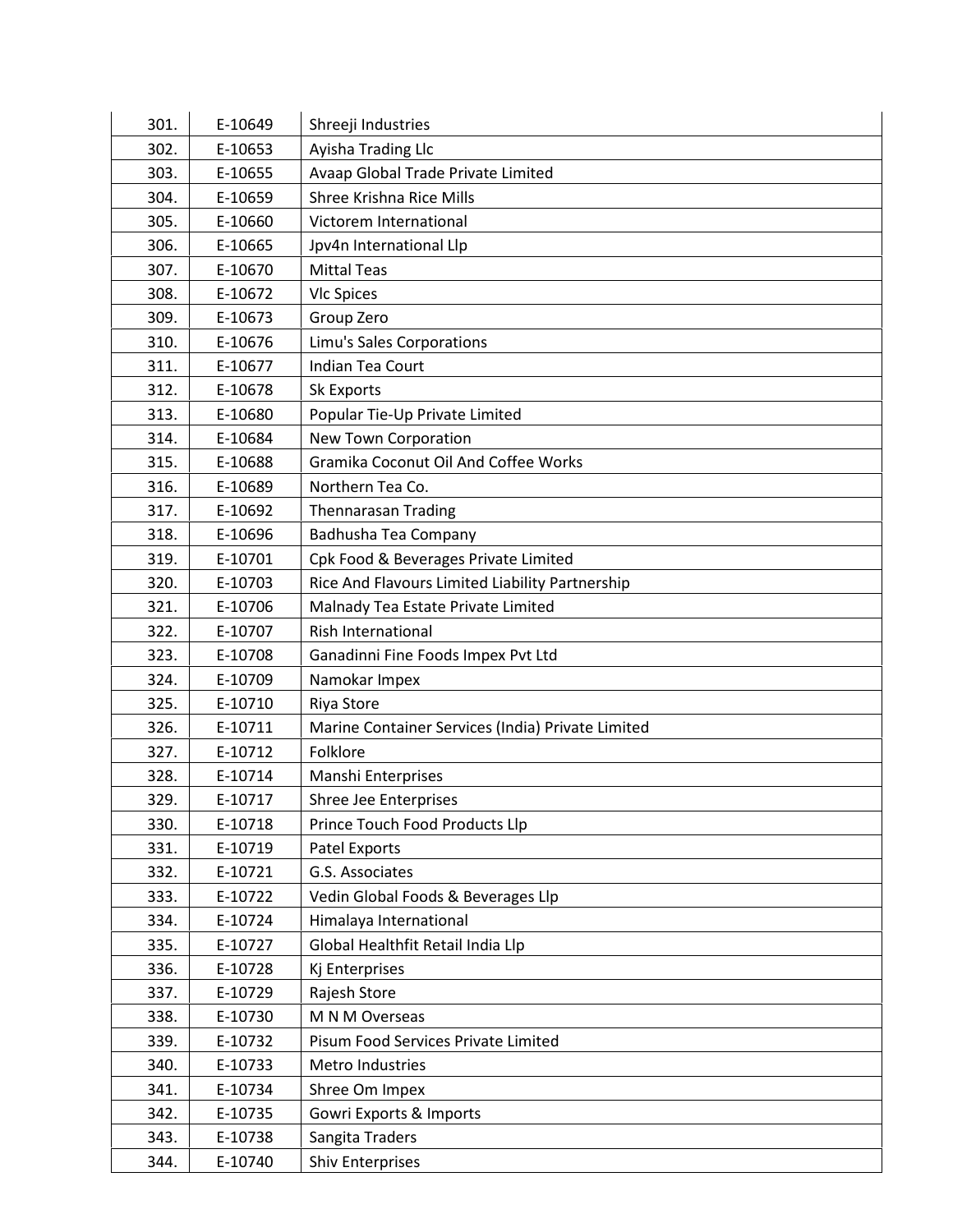| | | |
|---|---|---|
| 301. | E-10649 | Shreeji Industries |
| 302. | E-10653 | Ayisha Trading Llc |
| 303. | E-10655 | Avaap Global Trade Private Limited |
| 304. | E-10659 | Shree Krishna Rice Mills |
| 305. | E-10660 | Victorem International |
| 306. | E-10665 | Jpv4n International Llp |
| 307. | E-10670 | Mittal Teas |
| 308. | E-10672 | Vlc Spices |
| 309. | E-10673 | Group Zero |
| 310. | E-10676 | Limu's Sales Corporations |
| 311. | E-10677 | Indian Tea Court |
| 312. | E-10678 | Sk Exports |
| 313. | E-10680 | Popular Tie-Up Private Limited |
| 314. | E-10684 | New Town Corporation |
| 315. | E-10688 | Gramika Coconut Oil And Coffee Works |
| 316. | E-10689 | Northern Tea Co. |
| 317. | E-10692 | Thennarasan Trading |
| 318. | E-10696 | Badhusha Tea Company |
| 319. | E-10701 | Cpk Food & Beverages Private Limited |
| 320. | E-10703 | Rice And Flavours Limited Liability Partnership |
| 321. | E-10706 | Malnady Tea Estate Private Limited |
| 322. | E-10707 | Rish International |
| 323. | E-10708 | Ganadinni Fine Foods Impex Pvt Ltd |
| 324. | E-10709 | Namokar Impex |
| 325. | E-10710 | Riya Store |
| 326. | E-10711 | Marine Container Services (India) Private Limited |
| 327. | E-10712 | Folklore |
| 328. | E-10714 | Manshi Enterprises |
| 329. | E-10717 | Shree Jee Enterprises |
| 330. | E-10718 | Prince Touch Food Products Llp |
| 331. | E-10719 | Patel Exports |
| 332. | E-10721 | G.S. Associates |
| 333. | E-10722 | Vedin Global Foods & Beverages Llp |
| 334. | E-10724 | Himalaya International |
| 335. | E-10727 | Global Healthfit Retail India Llp |
| 336. | E-10728 | Kj Enterprises |
| 337. | E-10729 | Rajesh Store |
| 338. | E-10730 | M N M Overseas |
| 339. | E-10732 | Pisum Food Services Private Limited |
| 340. | E-10733 | Metro Industries |
| 341. | E-10734 | Shree Om Impex |
| 342. | E-10735 | Gowri Exports & Imports |
| 343. | E-10738 | Sangita Traders |
| 344. | E-10740 | Shiv Enterprises |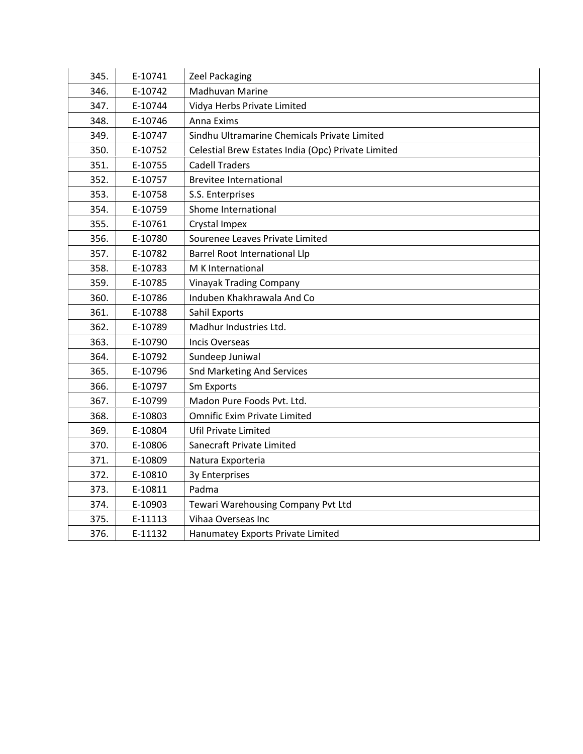| | | |
|---|---|---|
| 345. | E-10741 | Zeel Packaging |
| 346. | E-10742 | Madhuvan Marine |
| 347. | E-10744 | Vidya Herbs Private Limited |
| 348. | E-10746 | Anna Exims |
| 349. | E-10747 | Sindhu Ultramarine Chemicals Private Limited |
| 350. | E-10752 | Celestial Brew Estates India (Opc) Private Limited |
| 351. | E-10755 | Cadell Traders |
| 352. | E-10757 | Brevitee International |
| 353. | E-10758 | S.S. Enterprises |
| 354. | E-10759 | Shome International |
| 355. | E-10761 | Crystal Impex |
| 356. | E-10780 | Sourenee Leaves Private Limited |
| 357. | E-10782 | Barrel Root International Llp |
| 358. | E-10783 | M K International |
| 359. | E-10785 | Vinayak Trading Company |
| 360. | E-10786 | Induben Khakhrawala And Co |
| 361. | E-10788 | Sahil Exports |
| 362. | E-10789 | Madhur Industries Ltd. |
| 363. | E-10790 | Incis Overseas |
| 364. | E-10792 | Sundeep Juniwal |
| 365. | E-10796 | Snd Marketing And Services |
| 366. | E-10797 | Sm Exports |
| 367. | E-10799 | Madon Pure Foods Pvt. Ltd. |
| 368. | E-10803 | Omnific Exim Private Limited |
| 369. | E-10804 | Ufil Private Limited |
| 370. | E-10806 | Sanecraft Private Limited |
| 371. | E-10809 | Natura Exporteria |
| 372. | E-10810 | 3y Enterprises |
| 373. | E-10811 | Padma |
| 374. | E-10903 | Tewari Warehousing Company Pvt Ltd |
| 375. | E-11113 | Vihaa Overseas Inc |
| 376. | E-11132 | Hanumatey Exports Private Limited |